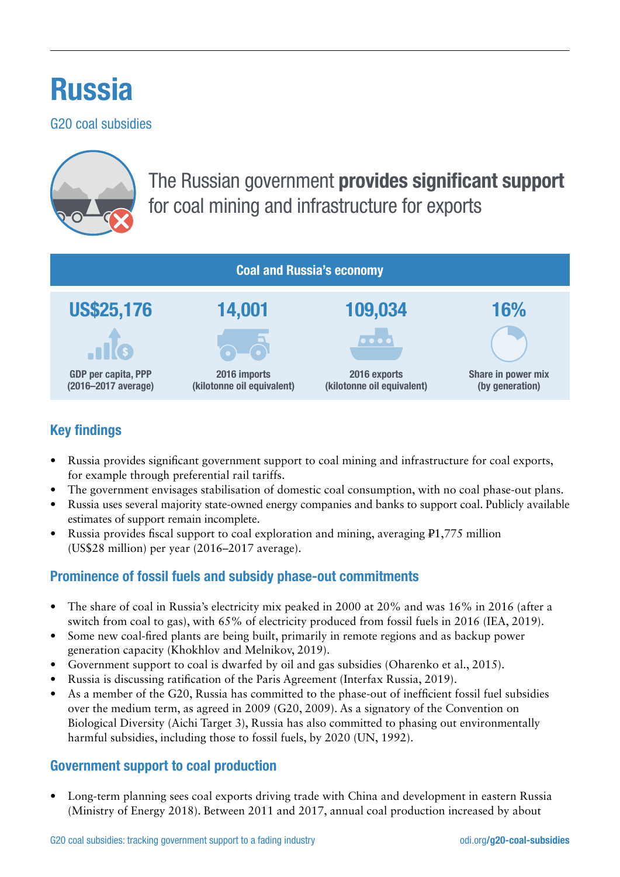# Russia

G20 coal subsidies

The Russian government **provides significant support** for coal mining and infrastructure for exports

## Coal and Russia's economy

| US$25,176 | 14,001 | 109,034 | 16% |
|---|---|---|---|
| GDP per capita, PPP (2016–2017 average) | 2016 imports (kilotonne oil equivalent) | 2016 exports (kilotonne oil equivalent) | Share in power mix (by generation) |

## Key findings

- Russia provides significant government support to coal mining and infrastructure for coal exports, for example through preferential rail tariffs.
- The government envisages stabilisation of domestic coal consumption, with no coal phase-out plans.
- Russia uses several majority state-owned energy companies and banks to support coal. Publicly available estimates of support remain incomplete.
- Russia provides fiscal support to coal exploration and mining, averaging ₽1,775 million (US$28 million) per year (2016–2017 average).

## Prominence of fossil fuels and subsidy phase-out commitments

- The share of coal in Russia's electricity mix peaked in 2000 at 20% and was 16% in 2016 (after a switch from coal to gas), with 65% of electricity produced from fossil fuels in 2016 (IEA, 2019).
- Some new coal-fired plants are being built, primarily in remote regions and as backup power generation capacity (Khokhlov and Melnikov, 2019).
- Government support to coal is dwarfed by oil and gas subsidies (Oharenko et al., 2015).
- Russia is discussing ratification of the Paris Agreement (Interfax Russia, 2019).
- As a member of the G20, Russia has committed to the phase-out of inefficient fossil fuel subsidies over the medium term, as agreed in 2009 (G20, 2009). As a signatory of the Convention on Biological Diversity (Aichi Target 3), Russia has also committed to phasing out environmentally harmful subsidies, including those to fossil fuels, by 2020 (UN, 1992).

## Government support to coal production

- Long-term planning sees coal exports driving trade with China and development in eastern Russia (Ministry of Energy 2018). Between 2011 and 2017, annual coal production increased by about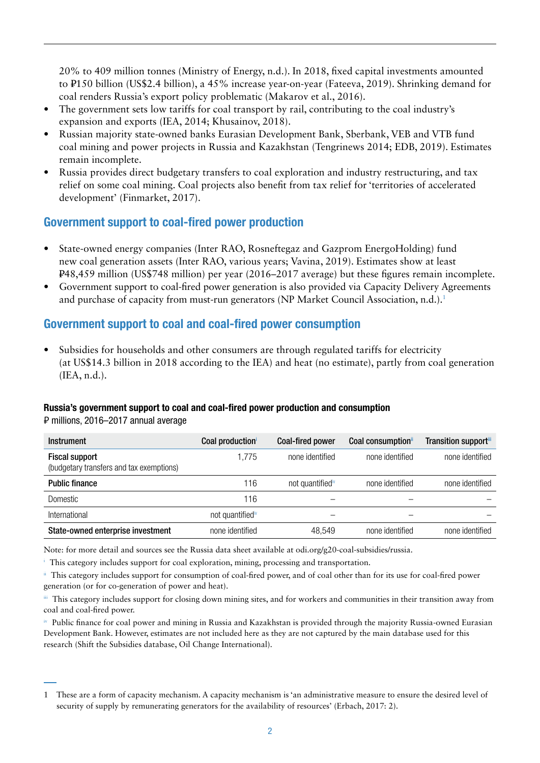20% to 409 million tonnes (Ministry of Energy, n.d.). In 2018, fixed capital investments amounted to ₽150 billion (US$2.4 billion), a 45% increase year-on-year (Fateeva, 2019). Shrinking demand for coal renders Russia's export policy problematic (Makarov et al., 2016).

- The government sets low tariffs for coal transport by rail, contributing to the coal industry's expansion and exports (IEA, 2014; Khusainov, 2018).
- Russian majority state-owned banks Eurasian Development Bank, Sberbank, VEB and VTB fund coal mining and power projects in Russia and Kazakhstan (Tengrinews 2014; EDB, 2019). Estimates remain incomplete.
- Russia provides direct budgetary transfers to coal exploration and industry restructuring, and tax relief on some coal mining. Coal projects also benefit from tax relief for 'territories of accelerated development' (Finmarket, 2017).

## Government support to coal-fired power production

- State-owned energy companies (Inter RAO, Rosneftegaz and Gazprom EnergoHolding) fund new coal generation assets (Inter RAO, various years; Vavina, 2019). Estimates show at least ₽48,459 million (US$748 million) per year (2016–2017 average) but these figures remain incomplete.
- Government support to coal-fired power generation is also provided via Capacity Delivery Agreements and purchase of capacity from must-run generators (NP Market Council Association, n.d.).[1]

## Government support to coal and coal-fired power consumption

- Subsidies for households and other consumers are through regulated tariffs for electricity (at US$14.3 billion in 2018 according to the IEA) and heat (no estimate), partly from coal generation (IEA, n.d.).

**Russia's government support to coal and coal-fired power production and consumption**

₽ millions, 2016–2017 annual average

| Instrument | Coal production[i] | Coal-fired power | Coal consumption[ii] | Transition support[iii] |
|---|---|---|---|---|
| **Fiscal support** (budgetary transfers and tax exemptions) | 1,775 | none identified | none identified | none identified |
| **Public finance** | 116 | not quantified[iv] | none identified | none identified |
| Domestic | 116 | – | – | – |
| International | not quantified[iv] | – | – | – |
| **State-owned enterprise investment** | none identified | 48,549 | none identified | none identified |

Note: for more detail and sources see the Russia data sheet available at odi.org/g20-coal-subsidies/russia.

[i] This category includes support for coal exploration, mining, processing and transportation.

[ii] This category includes support for consumption of coal-fired power, and of coal other than for its use for coal-fired power generation (or for co-generation of power and heat).

[iii] This category includes support for closing down mining sites, and for workers and communities in their transition away from coal and coal-fired power.

[iv] Public finance for coal power and mining in Russia and Kazakhstan is provided through the majority Russia-owned Eurasian Development Bank. However, estimates are not included here as they are not captured by the main database used for this research (Shift the Subsidies database, Oil Change International).

1 These are a form of capacity mechanism. A capacity mechanism is 'an administrative measure to ensure the desired level of security of supply by remunerating generators for the availability of resources' (Erbach, 2017: 2).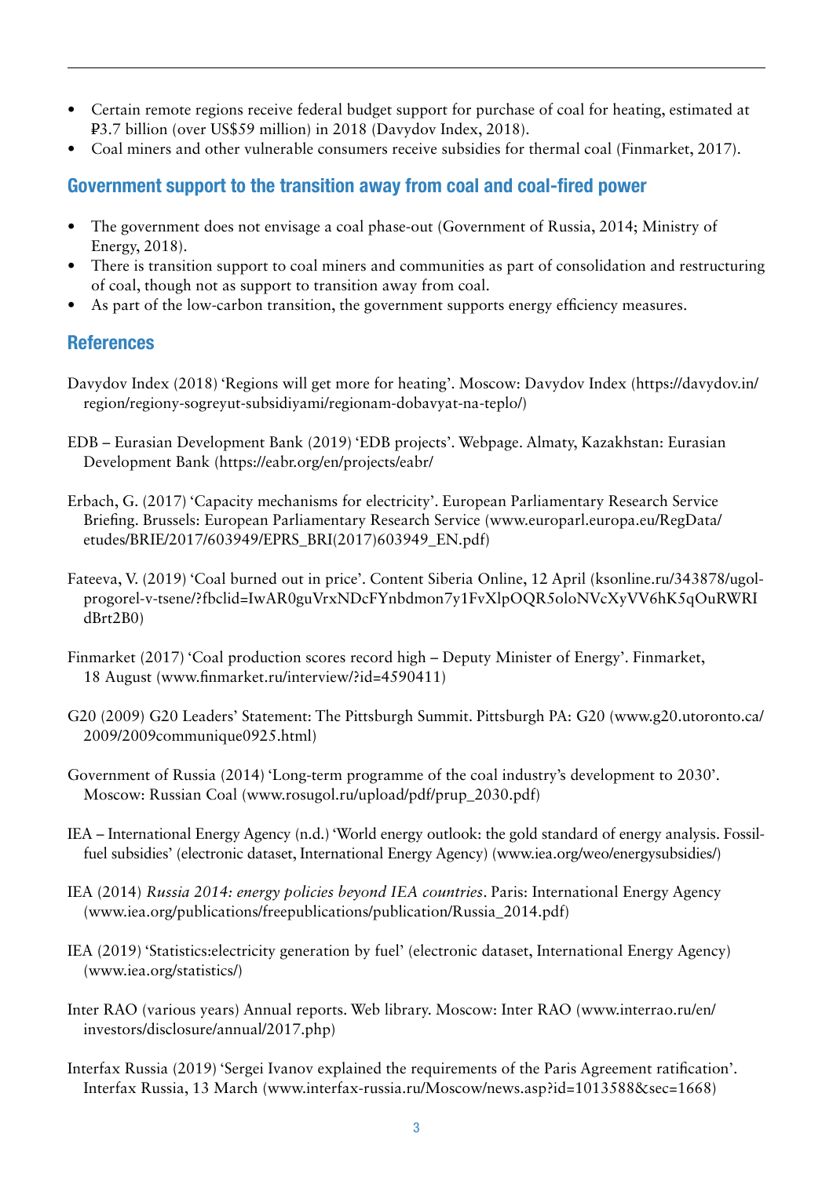- Certain remote regions receive federal budget support for purchase of coal for heating, estimated at ₽3.7 billion (over US$59 million) in 2018 (Davydov Index, 2018).
- Coal miners and other vulnerable consumers receive subsidies for thermal coal (Finmarket, 2017).

## Government support to the transition away from coal and coal-fired power

- The government does not envisage a coal phase-out (Government of Russia, 2014; Ministry of Energy, 2018).
- There is transition support to coal miners and communities as part of consolidation and restructuring of coal, though not as support to transition away from coal.
- As part of the low-carbon transition, the government supports energy efficiency measures.

## References

Davydov Index (2018) 'Regions will get more for heating'. Moscow: Davydov Index (https://davydov.in/region/regiony-sogreyut-subsidiyami/regionam-dobavyat-na-teplo/)

EDB – Eurasian Development Bank (2019) 'EDB projects'. Webpage. Almaty, Kazakhstan: Eurasian Development Bank (https://eabr.org/en/projects/eabr/

Erbach, G. (2017) 'Capacity mechanisms for electricity'. European Parliamentary Research Service Briefing. Brussels: European Parliamentary Research Service (www.europarl.europa.eu/RegData/etudes/BRIE/2017/603949/EPRS_BRI(2017)603949_EN.pdf)

Fateeva, V. (2019) 'Coal burned out in price'. Content Siberia Online, 12 April (ksonline.ru/343878/ugol-progorel-v-tsene/?fbclid=IwAR0guVrxNDcFYnbdmon7y1FvXlpOQR5oloNVcXyVV6hK5qOuRWRIdBrt2B0)

Finmarket (2017) 'Coal production scores record high – Deputy Minister of Energy'. Finmarket, 18 August (www.finmarket.ru/interview/?id=4590411)

G20 (2009) G20 Leaders' Statement: The Pittsburgh Summit. Pittsburgh PA: G20 (www.g20.utoronto.ca/2009/2009communique0925.html)

Government of Russia (2014) 'Long-term programme of the coal industry's development to 2030'. Moscow: Russian Coal (www.rosugol.ru/upload/pdf/prup_2030.pdf)

IEA – International Energy Agency (n.d.) 'World energy outlook: the gold standard of energy analysis. Fossil-fuel subsidies' (electronic dataset, International Energy Agency) (www.iea.org/weo/energysubsidies/)

IEA (2014) *Russia 2014: energy policies beyond IEA countries*. Paris: International Energy Agency (www.iea.org/publications/freepublications/publication/Russia_2014.pdf)

IEA (2019) 'Statistics:electricity generation by fuel' (electronic dataset, International Energy Agency) (www.iea.org/statistics/)

Inter RAO (various years) Annual reports. Web library. Moscow: Inter RAO (www.interrao.ru/en/investors/disclosure/annual/2017.php)

Interfax Russia (2019) 'Sergei Ivanov explained the requirements of the Paris Agreement ratification'. Interfax Russia, 13 March (www.interfax-russia.ru/Moscow/news.asp?id=1013588&sec=1668)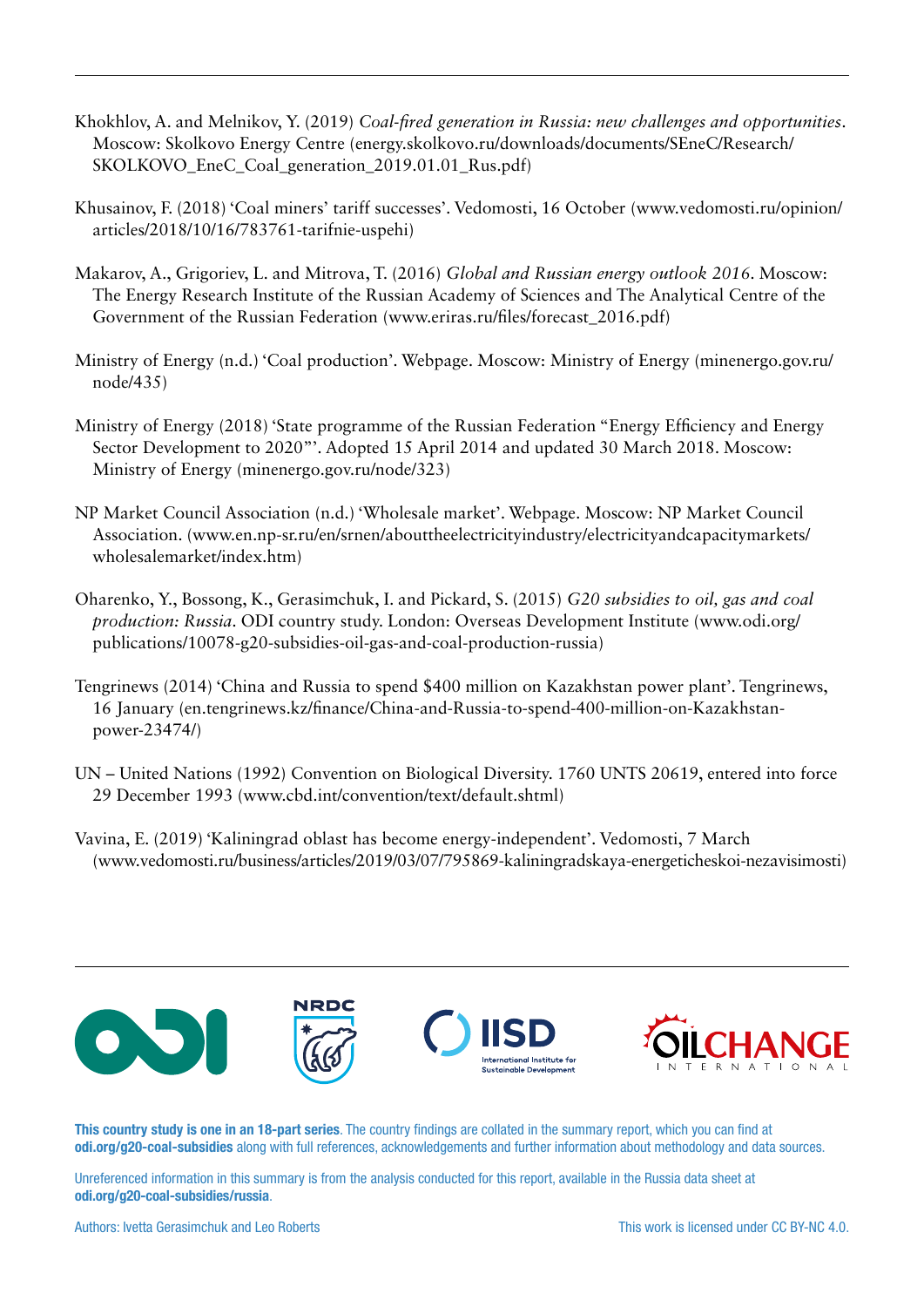Khokhlov, A. and Melnikov, Y. (2019) *Coal-fired generation in Russia: new challenges and opportunities*. Moscow: Skolkovo Energy Centre (energy.skolkovo.ru/downloads/documents/SEneC/Research/SKOLKOVO_EneC_Coal_generation_2019.01.01_Rus.pdf)

Khusainov, F. (2018) 'Coal miners' tariff successes'. Vedomosti, 16 October (www.vedomosti.ru/opinion/articles/2018/10/16/783761-tarifnie-uspehi)

Makarov, A., Grigoriev, L. and Mitrova, T. (2016) *Global and Russian energy outlook 2016*. Moscow: The Energy Research Institute of the Russian Academy of Sciences and The Analytical Centre of the Government of the Russian Federation (www.eriras.ru/files/forecast_2016.pdf)

Ministry of Energy (n.d.) 'Coal production'. Webpage. Moscow: Ministry of Energy (minenergo.gov.ru/node/435)

Ministry of Energy (2018) 'State programme of the Russian Federation "Energy Efficiency and Energy Sector Development to 2020"'. Adopted 15 April 2014 and updated 30 March 2018. Moscow: Ministry of Energy (minenergo.gov.ru/node/323)

NP Market Council Association (n.d.) 'Wholesale market'. Webpage. Moscow: NP Market Council Association. (www.en.np-sr.ru/en/srnen/abouttheelectricityindustry/electricityandcapacitymarkets/wholesalemarket/index.htm)

Oharenko, Y., Bossong, K., Gerasimchuk, I. and Pickard, S. (2015) *G20 subsidies to oil, gas and coal production: Russia*. ODI country study. London: Overseas Development Institute (www.odi.org/publications/10078-g20-subsidies-oil-gas-and-coal-production-russia)

Tengrinews (2014) 'China and Russia to spend $400 million on Kazakhstan power plant'. Tengrinews, 16 January (en.tengrinews.kz/finance/China-and-Russia-to-spend-400-million-on-Kazakhstan-power-23474/)

UN – United Nations (1992) Convention on Biological Diversity. 1760 UNTS 20619, entered into force 29 December 1993 (www.cbd.int/convention/text/default.shtml)

Vavina, E. (2019) 'Kaliningrad oblast has become energy-independent'. Vedomosti, 7 March (www.vedomosti.ru/business/articles/2019/03/07/795869-kaliningradskaya-energeticheskoi-nezavisimosti)

ODI | NRDC | IISD International Institute for Sustainable Development | OILCHANGE INTERNATIONAL

**This country study is one in an 18-part series**. The country findings are collated in the summary report, which you can find at **odi.org/g20-coal-subsidies** along with full references, acknowledgements and further information about methodology and data sources.

Unreferenced information in this summary is from the analysis conducted for this report, available in the Russia data sheet at **odi.org/g20-coal-subsidies/russia**.

Authors: Ivetta Gerasimchuk and Leo Roberts

This work is licensed under CC BY-NC 4.0.